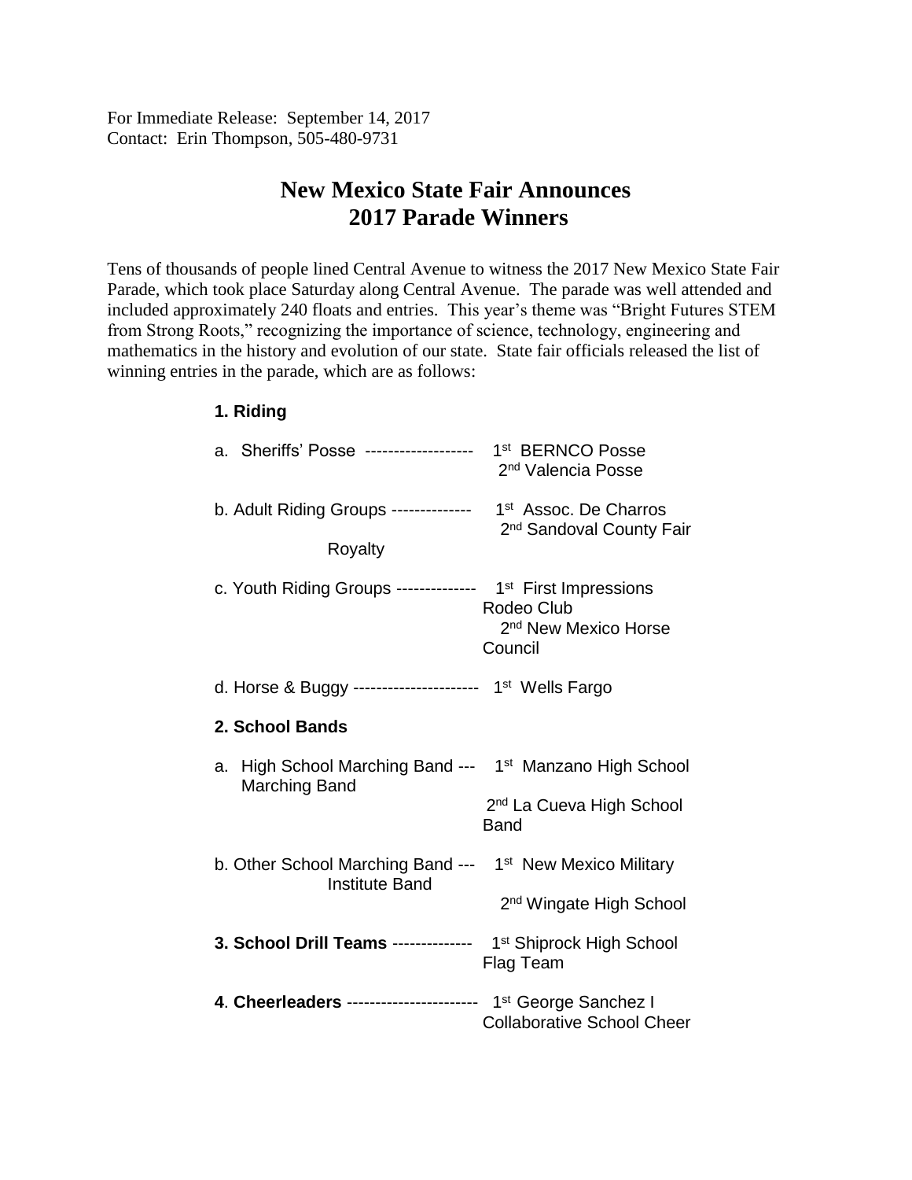For Immediate Release: September 14, 2017
Contact: Erin Thompson, 505-480-9731

# New Mexico State Fair Announces 2017 Parade Winners

Tens of thousands of people lined Central Avenue to witness the 2017 New Mexico State Fair Parade, which took place Saturday along Central Avenue. The parade was well attended and included approximately 240 floats and entries. This year's theme was "Bright Futures STEM from Strong Roots," recognizing the importance of science, technology, engineering and mathematics in the history and evolution of our state. State fair officials released the list of winning entries in the parade, which are as follows:

**1. Riding**

a. Sheriffs' Posse ------------------- 1st BERNCO Posse
2nd Valencia Posse

b. Adult Riding Groups -------------- 1st Assoc. De Charros
2nd Sandoval County Fair Royalty

c. Youth Riding Groups -------------- 1st First Impressions Rodeo Club
2nd New Mexico Horse Council

d. Horse & Buggy ---------------------- 1st Wells Fargo

**2. School Bands**

a. High School Marching Band --- 1st Manzano High School Marching Band
2nd La Cueva High School Band

b. Other School Marching Band --- 1st New Mexico Military Institute Band
2nd Wingate High School

**3. School Drill Teams** -------------- 1st Shiprock High School Flag Team

**4. Cheerleaders** ----------------------- 1st George Sanchez I Collaborative School Cheer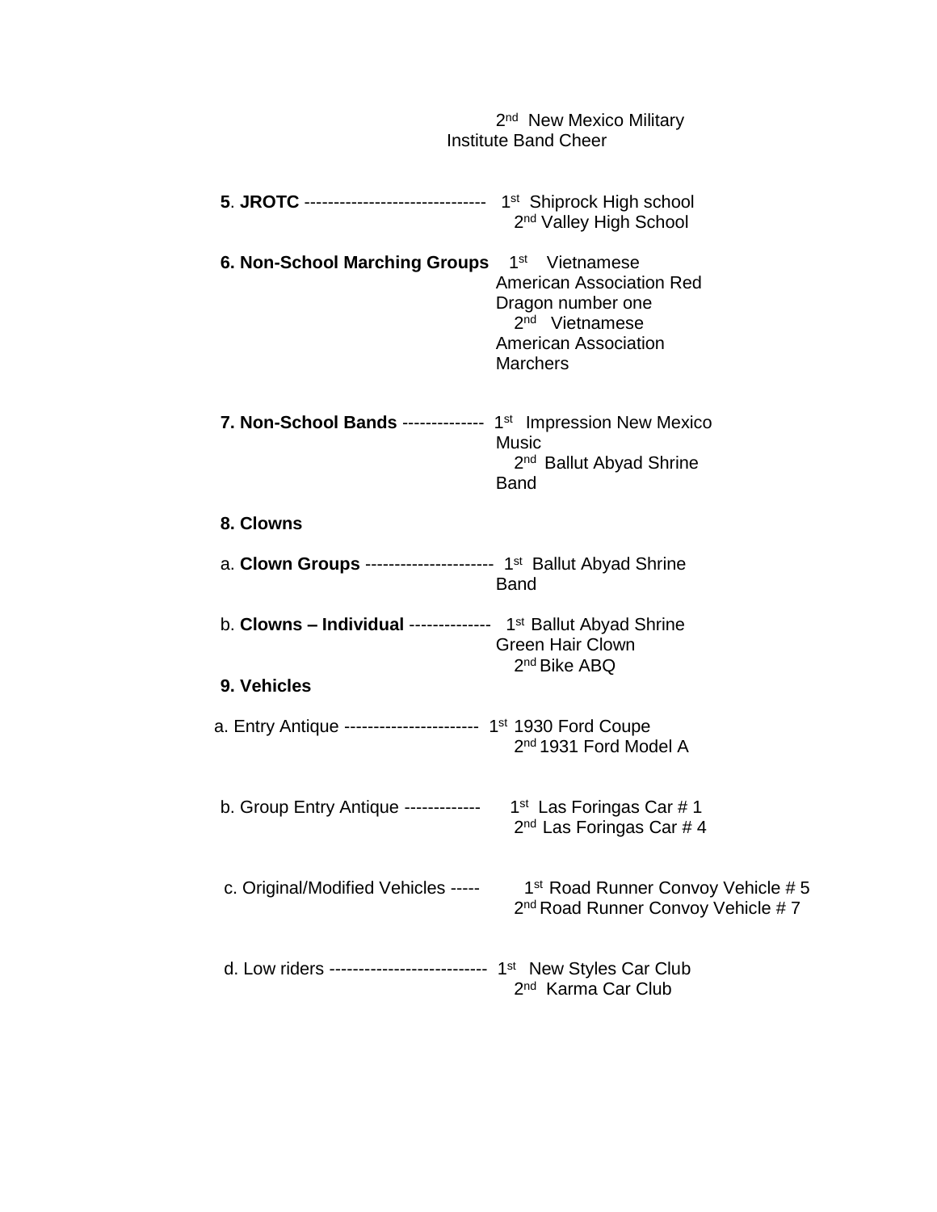2nd New Mexico Military Institute Band Cheer

**5. JROTC** ------------------------------- 1st Shiprock High school
2nd Valley High School

**6. Non-School Marching Groups** 1st Vietnamese American Association Red Dragon number one
2nd Vietnamese American Association Marchers

**7. Non-School Bands** -------------- 1st Impression New Mexico Music
2nd Ballut Abyad Shrine Band

**8. Clowns**

a. **Clown Groups** ---------------------- 1st Ballut Abyad Shrine Band

b. **Clowns – Individual** -------------- 1st Ballut Abyad Shrine Green Hair Clown
2nd Bike ABQ

**9. Vehicles**

a. Entry Antique ----------------------- 1st 1930 Ford Coupe
2nd 1931 Ford Model A

b. Group Entry Antique ------------- 1st Las Foringas Car # 1
2nd Las Foringas Car # 4

c. Original/Modified Vehicles ----- 1st Road Runner Convoy Vehicle # 5
2nd Road Runner Convoy Vehicle # 7

d. Low riders --------------------------- 1st New Styles Car Club
2nd Karma Car Club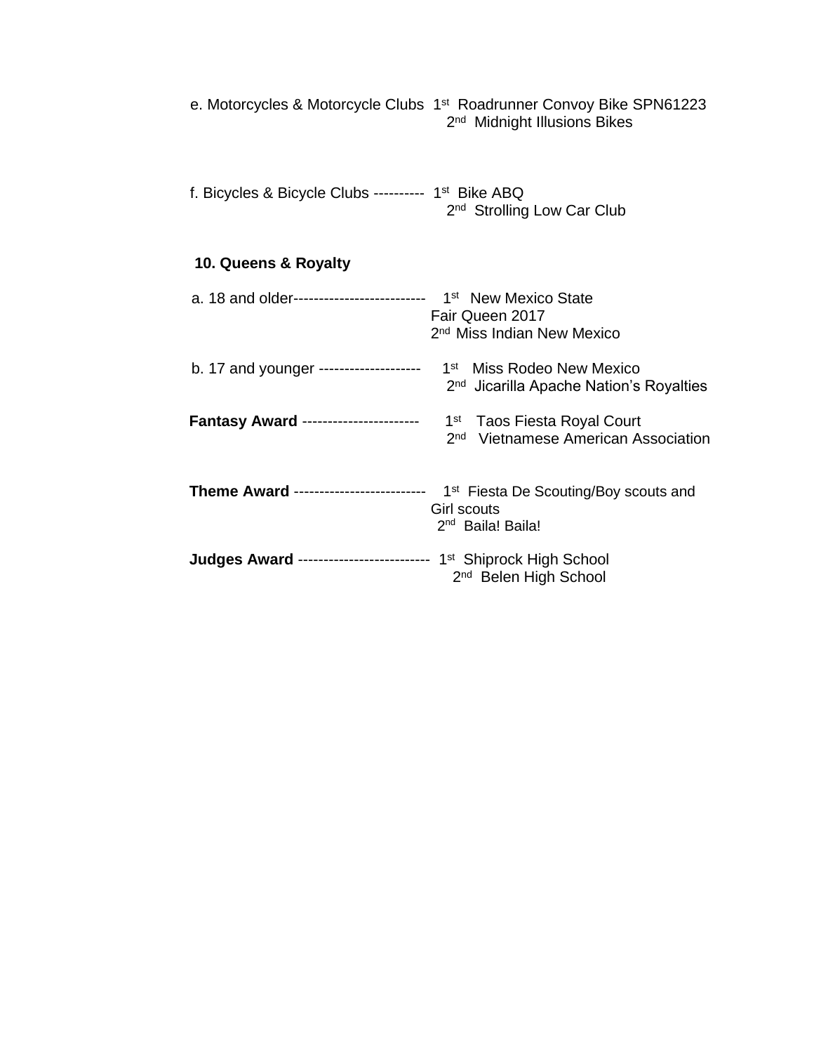e. Motorcycles & Motorcycle Clubs 1st Roadrunner Convoy Bike SPN61223
2nd Midnight Illusions Bikes

f. Bicycles & Bicycle Clubs ---------- 1st Bike ABQ
2nd Strolling Low Car Club

**10. Queens & Royalty**

a. 18 and older-------------------------- 1st New Mexico State Fair Queen 2017
2nd Miss Indian New Mexico

b. 17 and younger -------------------- 1st Miss Rodeo New Mexico
2nd Jicarilla Apache Nation's Royalties

**Fantasy Award** ----------------------- 1st Taos Fiesta Royal Court
2nd Vietnamese American Association

**Theme Award** -------------------------- 1st Fiesta De Scouting/Boy scouts and Girl scouts
2nd Baila! Baila!

**Judges Award** -------------------------- 1st Shiprock High School
2nd Belen High School